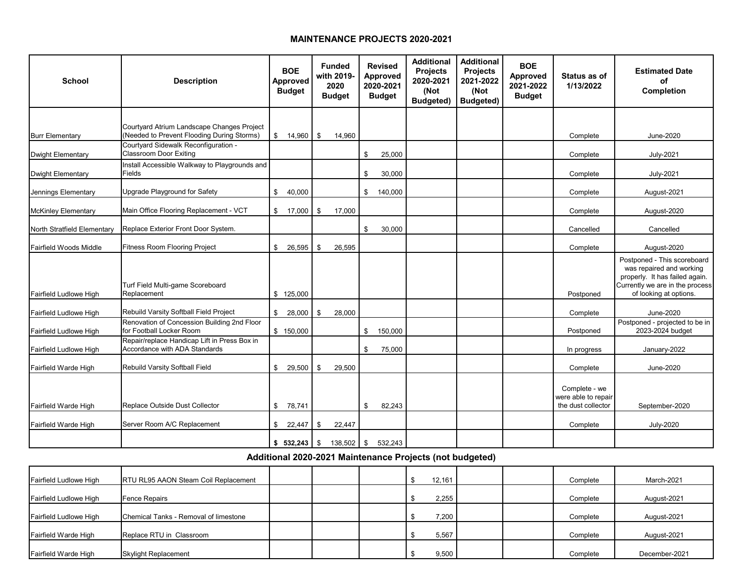## MAINTENANCE PROJECTS 2020-2021

| School | Description | BOE Approved Budget | Funded with 2019-2020 Budget | Revised Approved 2020-2021 Budget | Additional Projects 2020-2021 (Not Budgeted) | Additional Projects 2021-2022 (Not Budgeted) | BOE Approved 2021-2022 Budget | Status as of 1/13/2022 | Estimated Date of Completion |
|---|---|---|---|---|---|---|---|---|---|
| Burr Elementary | Courtyard Atrium Landscape Changes Project (Needed to Prevent Flooding During Storms) | $ 14,960 | $ 14,960 | | | | | Complete | June-2020 |
| Dwight Elementary | Courtyard Sidewalk Reconfiguration - Classroom Door Exiting | | | $ 25,000 | | | | Complete | July-2021 |
| Dwight Elementary | Install Accessible Walkway to Playgrounds and Fields | | | $ 30,000 | | | | Complete | July-2021 |
| Jennings Elementary | Upgrade Playground for Safety | $ 40,000 | | $ 140,000 | | | | Complete | August-2021 |
| McKinley Elementary | Main Office Flooring Replacement - VCT | $ 17,000 | $ 17,000 | | | | | Complete | August-2020 |
| North Stratfield Elementary | Replace Exterior Front Door System. | | | $ 30,000 | | | | Cancelled | Cancelled |
| Fairfield Woods Middle | Fitness Room Flooring Project | $ 26,595 | $ 26,595 | | | | | Complete | August-2020 |
| Fairfield Ludlowe High | Turf Field Multi-game Scoreboard Replacement | $ 125,000 | | | | | | Postponed | Postponed - This scoreboard was repaired and working properly. It has failed again. Currently we are in the process of looking at options. |
| Fairfield Ludlowe High | Rebuild Varsity Softball Field Project | $ 28,000 | $ 28,000 | | | | | Complete | June-2020 |
| Fairfield Ludlowe High | Renovation of Concession Building 2nd Floor for Football Locker Room | $ 150,000 | | $ 150,000 | | | | Postponed | Postponed - projected to be in 2023-2024 budget |
| Fairfield Ludlowe High | Repair/replace Handicap Lift in Press Box in Accordance with ADA Standards | | | $ 75,000 | | | | In progress | January-2022 |
| Fairfield Warde High | Rebuild Varsity Softball Field | $ 29,500 | $ 29,500 | | | | | Complete | June-2020 |
| Fairfield Warde High | Replace Outside Dust Collector | $ 78,741 | | $ 82,243 | | | | Complete - we were able to repair the dust collector | September-2020 |
| Fairfield Warde High | Server Room A/C Replacement | $ 22,447 | $ 22,447 | | | | | Complete | July-2020 |
| | | **$ 532,243** | $ 138,502 | $ 532,243 | | | | | |
| **Additional 2020-2021 Maintenance Projects (not budgeted)** | | | | | | | | | |
| Fairfield Ludlowe High | RTU RL95 AAON Steam Coil Replacement | | | | $ 12,161 | | | Complete | March-2021 |
| Fairfield Ludlowe High | Fence Repairs | | | | $ 2,255 | | | Complete | August-2021 |
| Fairfield Ludlowe High | Chemical Tanks - Removal of limestone | | | | $ 7,200 | | | Complete | August-2021 |
| Fairfield Warde High | Replace RTU in Classroom | | | | $ 5,567 | | | Complete | August-2021 |
| Fairfield Warde High | Skylight Replacement | | | | $ 9,500 | | | Complete | December-2021 |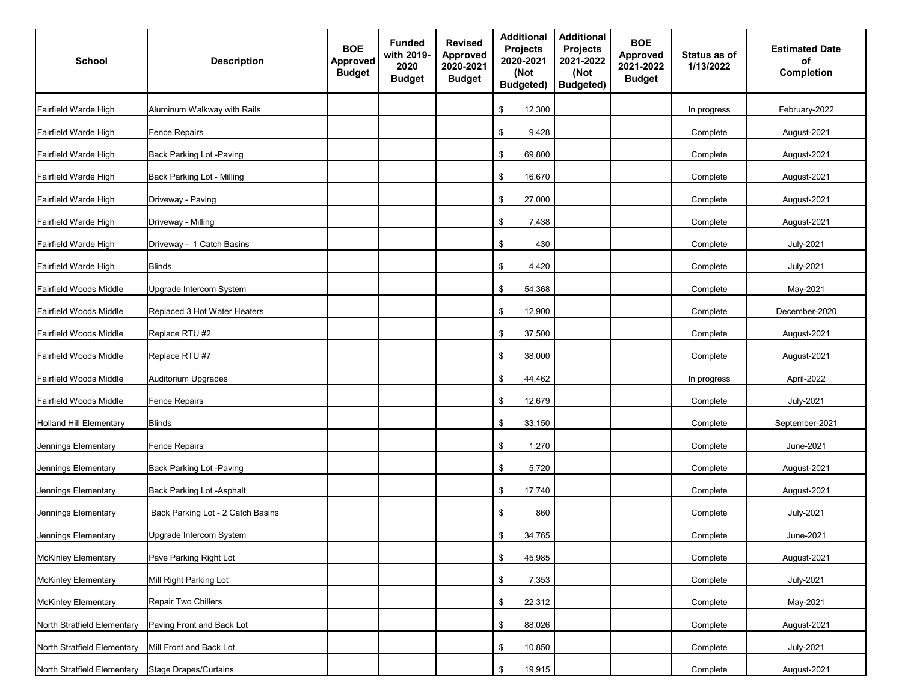| School | Description | BOE Approved Budget | Funded with 2019-2020 Budget | Revised Approved 2020-2021 Budget | Additional Projects 2020-2021 (Not Budgeted) | Additional Projects 2021-2022 (Not Budgeted) | BOE Approved 2021-2022 Budget | Status as of 1/13/2022 | Estimated Date of Completion |
|---|---|---|---|---|---|---|---|---|---|
| Fairfield Warde High | Aluminum Walkway with Rails | | | | $ 12,300 | | | In progress | February-2022 |
| Fairfield Warde High | Fence Repairs | | | | $ 9,428 | | | Complete | August-2021 |
| Fairfield Warde High | Back Parking Lot -Paving | | | | $ 69,800 | | | Complete | August-2021 |
| Fairfield Warde High | Back Parking Lot - Milling | | | | $ 16,670 | | | Complete | August-2021 |
| Fairfield Warde High | Driveway - Paving | | | | $ 27,000 | | | Complete | August-2021 |
| Fairfield Warde High | Driveway - Milling | | | | $ 7,438 | | | Complete | August-2021 |
| Fairfield Warde High | Driveway - 1 Catch Basins | | | | $ 430 | | | Complete | July-2021 |
| Fairfield Warde High | Blinds | | | | $ 4,420 | | | Complete | July-2021 |
| Fairfield Woods Middle | Upgrade Intercom System | | | | $ 54,368 | | | Complete | May-2021 |
| Fairfield Woods Middle | Replaced 3 Hot Water Heaters | | | | $ 12,900 | | | Complete | December-2020 |
| Fairfield Woods Middle | Replace RTU #2 | | | | $ 37,500 | | | Complete | August-2021 |
| Fairfield Woods Middle | Replace RTU #7 | | | | $ 38,000 | | | Complete | August-2021 |
| Fairfield Woods Middle | Auditorium Upgrades | | | | $ 44,462 | | | In progress | April-2022 |
| Fairfield Woods Middle | Fence Repairs | | | | $ 12,679 | | | Complete | July-2021 |
| Holland Hill Elementary | Blinds | | | | $ 33,150 | | | Complete | September-2021 |
| Jennings Elementary | Fence Repairs | | | | $ 1,270 | | | Complete | June-2021 |
| Jennings Elementary | Back Parking Lot -Paving | | | | $ 5,720 | | | Complete | August-2021 |
| Jennings Elementary | Back Parking Lot -Asphalt | | | | $ 17,740 | | | Complete | August-2021 |
| Jennings Elementary | Back Parking Lot - 2 Catch Basins | | | | $ 860 | | | Complete | July-2021 |
| Jennings Elementary | Upgrade Intercom System | | | | $ 34,765 | | | Complete | June-2021 |
| McKinley Elementary | Pave Parking Right Lot | | | | $ 45,985 | | | Complete | August-2021 |
| McKinley Elementary | Mill Right Parking Lot | | | | $ 7,353 | | | Complete | July-2021 |
| McKinley Elementary | Repair Two Chillers | | | | $ 22,312 | | | Complete | May-2021 |
| North Stratfield Elementary | Paving Front and Back Lot | | | | $ 88,026 | | | Complete | August-2021 |
| North Stratfield Elementary | Mill Front and Back Lot | | | | $ 10,850 | | | Complete | July-2021 |
| North Stratfield Elementary | Stage Drapes/Curtains | | | | $ 19,915 | | | Complete | August-2021 |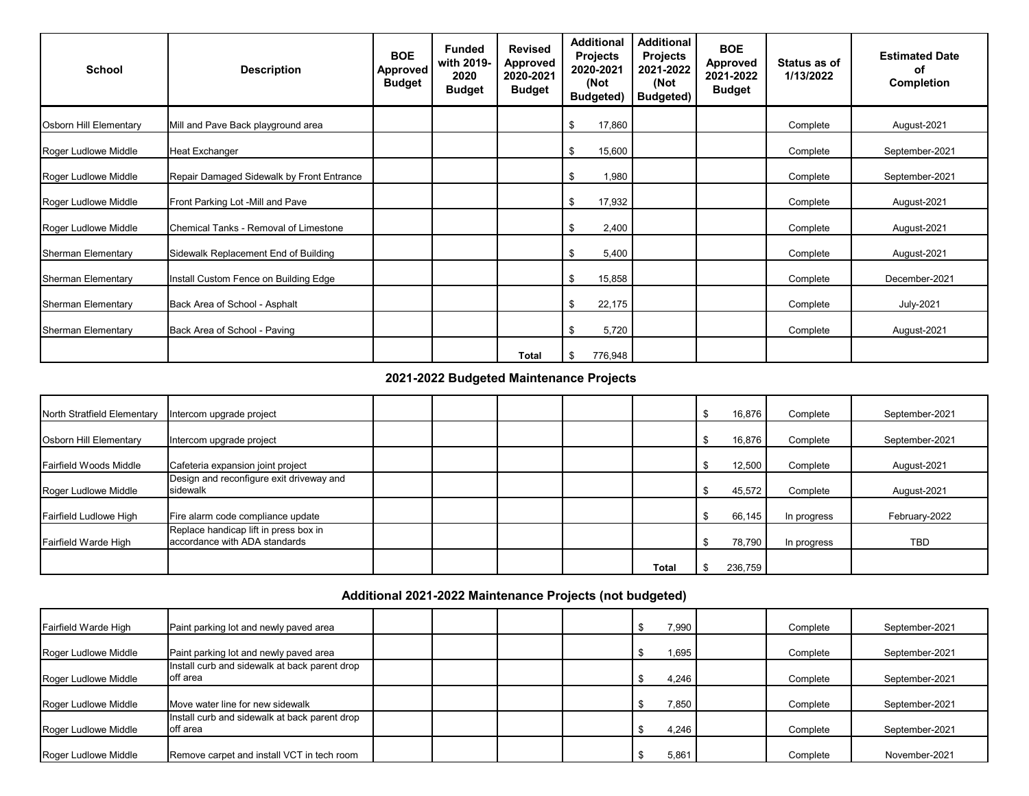| School | Description | BOE Approved Budget | Funded with 2019-2020 Budget | Revised Approved 2020-2021 Budget | Additional Projects 2020-2021 (Not Budgeted) | Additional Projects 2021-2022 (Not Budgeted) | BOE Approved 2021-2022 Budget | Status as of 1/13/2022 | Estimated Date of Completion |
|---|---|---|---|---|---|---|---|---|---|
| Osborn Hill Elementary | Mill and Pave Back playground area | | | | $ 17,860 | | | Complete | August-2021 |
| Roger Ludlowe Middle | Heat Exchanger | | | | $ 15,600 | | | Complete | September-2021 |
| Roger Ludlowe Middle | Repair Damaged Sidewalk by Front Entrance | | | | $ 1,980 | | | Complete | September-2021 |
| Roger Ludlowe Middle | Front Parking Lot -Mill and Pave | | | | $ 17,932 | | | Complete | August-2021 |
| Roger Ludlowe Middle | Chemical Tanks - Removal of Limestone | | | | $ 2,400 | | | Complete | August-2021 |
| Sherman Elementary | Sidewalk Replacement End of Building | | | | $ 5,400 | | | Complete | August-2021 |
| Sherman Elementary | Install Custom Fence on Building Edge | | | | $ 15,858 | | | Complete | December-2021 |
| Sherman Elementary | Back Area of School - Asphalt | | | | $ 22,175 | | | Complete | July-2021 |
| Sherman Elementary | Back Area of School - Paving | | | | $ 5,720 | | | Complete | August-2021 |
| | | | | Total | $ 776,948 | | | | |

## 2021-2022 Budgeted Maintenance Projects

| School | Description | BOE Approved Budget | Funded with 2019-2020 Budget | Revised Approved 2020-2021 Budget | Additional Projects 2020-2021 (Not Budgeted) | Additional Projects 2021-2022 (Not Budgeted) | BOE Approved 2021-2022 Budget | Status as of 1/13/2022 | Estimated Date of Completion |
|---|---|---|---|---|---|---|---|---|---|
| North Stratfield Elementary | Intercom upgrade project | | | | | | $ 16,876 | Complete | September-2021 |
| Osborn Hill Elementary | Intercom upgrade project | | | | | | $ 16,876 | Complete | September-2021 |
| Fairfield Woods Middle | Cafeteria expansion joint project | | | | | | $ 12,500 | Complete | August-2021 |
| Roger Ludlowe Middle | Design and reconfigure exit driveway and sidewalk | | | | | | $ 45,572 | Complete | August-2021 |
| Fairfield Ludlowe High | Fire alarm code compliance update | | | | | | $ 66,145 | In progress | February-2022 |
| Fairfield Warde High | Replace handicap lift in press box in accordance with ADA standards | | | | | | $ 78,790 | In progress | TBD |
| | | | | | | Total | $ 236,759 | | |

## Additional 2021-2022 Maintenance Projects (not budgeted)

| School | Description | BOE Approved Budget | Funded with 2019-2020 Budget | Revised Approved 2020-2021 Budget | Additional Projects 2020-2021 (Not Budgeted) | Additional Projects 2021-2022 (Not Budgeted) | BOE Approved 2021-2022 Budget | Status as of 1/13/2022 | Estimated Date of Completion |
|---|---|---|---|---|---|---|---|---|---|
| Fairfield Warde High | Paint parking lot and newly paved area | | | | | $ 7,990 | | Complete | September-2021 |
| Roger Ludlowe Middle | Paint parking lot and newly paved area | | | | | $ 1,695 | | Complete | September-2021 |
| Roger Ludlowe Middle | Install curb and sidewalk at back parent drop off area | | | | | $ 4,246 | | Complete | September-2021 |
| Roger Ludlowe Middle | Move water line for new sidewalk | | | | | $ 7,850 | | Complete | September-2021 |
| Roger Ludlowe Middle | Install curb and sidewalk at back parent drop off area | | | | | $ 4,246 | | Complete | September-2021 |
| Roger Ludlowe Middle | Remove carpet and install VCT in tech room | | | | | $ 5,861 | | Complete | November-2021 |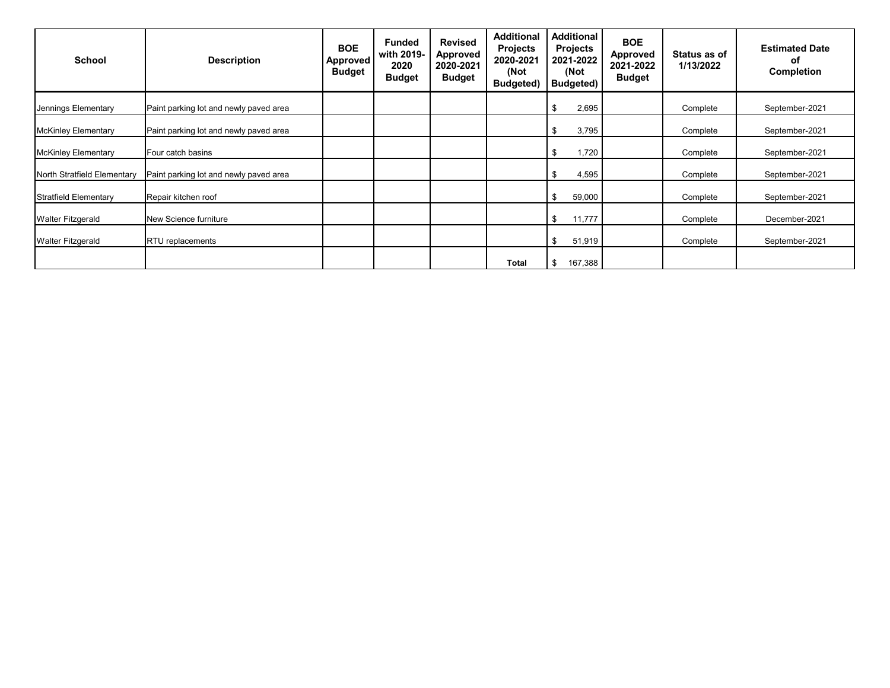| School | Description | BOE Approved Budget | Funded with 2019-2020 Budget | Revised Approved 2020-2021 Budget | Additional Projects 2020-2021 (Not Budgeted) | Additional Projects 2021-2022 (Not Budgeted) | BOE Approved 2021-2022 Budget | Status as of 1/13/2022 | Estimated Date of Completion |
|---|---|---|---|---|---|---|---|---|---|
| Jennings Elementary | Paint parking lot and newly paved area | | | | | $ 2,695 | | Complete | September-2021 |
| McKinley Elementary | Paint parking lot and newly paved area | | | | | $ 3,795 | | Complete | September-2021 |
| McKinley Elementary | Four catch basins | | | | | $ 1,720 | | Complete | September-2021 |
| North Stratfield Elementary | Paint parking lot and newly paved area | | | | | $ 4,595 | | Complete | September-2021 |
| Stratfield Elementary | Repair kitchen roof | | | | | $ 59,000 | | Complete | September-2021 |
| Walter Fitzgerald | New Science furniture | | | | | $ 11,777 | | Complete | December-2021 |
| Walter Fitzgerald | RTU replacements | | | | | $ 51,919 | | Complete | September-2021 |
| | | | | | **Total** | $ 167,388 | | | |